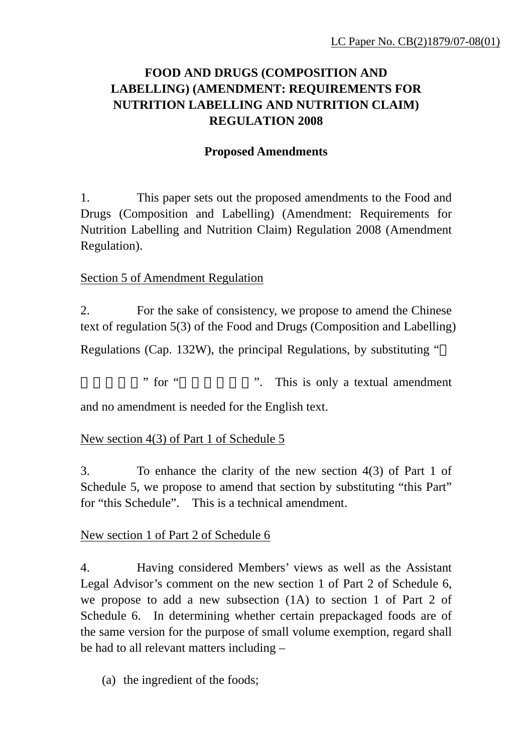LC Paper No. CB(2)1879/07-08(01)

# FOOD AND DRUGS (COMPOSITION AND LABELLING) (AMENDMENT: REQUIREMENTS FOR NUTRITION LABELLING AND NUTRITION CLAIM) REGULATION 2008

## Proposed Amendments

1. This paper sets out the proposed amendments to the Food and Drugs (Composition and Labelling) (Amendment: Requirements for Nutrition Labelling and Nutrition Claim) Regulation 2008 (Amendment Regulation).

Section 5 of Amendment Regulation

2. For the sake of consistency, we propose to amend the Chinese text of regulation 5(3) of the Food and Drugs (Composition and Labelling) Regulations (Cap. 132W), the principal Regulations, by substituting “ ” for “ ”. This is only a textual amendment and no amendment is needed for the English text.

New section 4(3) of Part 1 of Schedule 5

3. To enhance the clarity of the new section 4(3) of Part 1 of Schedule 5, we propose to amend that section by substituting “this Part” for “this Schedule”. This is a technical amendment.

New section 1 of Part 2 of Schedule 6

4. Having considered Members’ views as well as the Assistant Legal Advisor’s comment on the new section 1 of Part 2 of Schedule 6, we propose to add a new subsection (1A) to section 1 of Part 2 of Schedule 6. In determining whether certain prepackaged foods are of the same version for the purpose of small volume exemption, regard shall be had to all relevant matters including –

(a) the ingredient of the foods;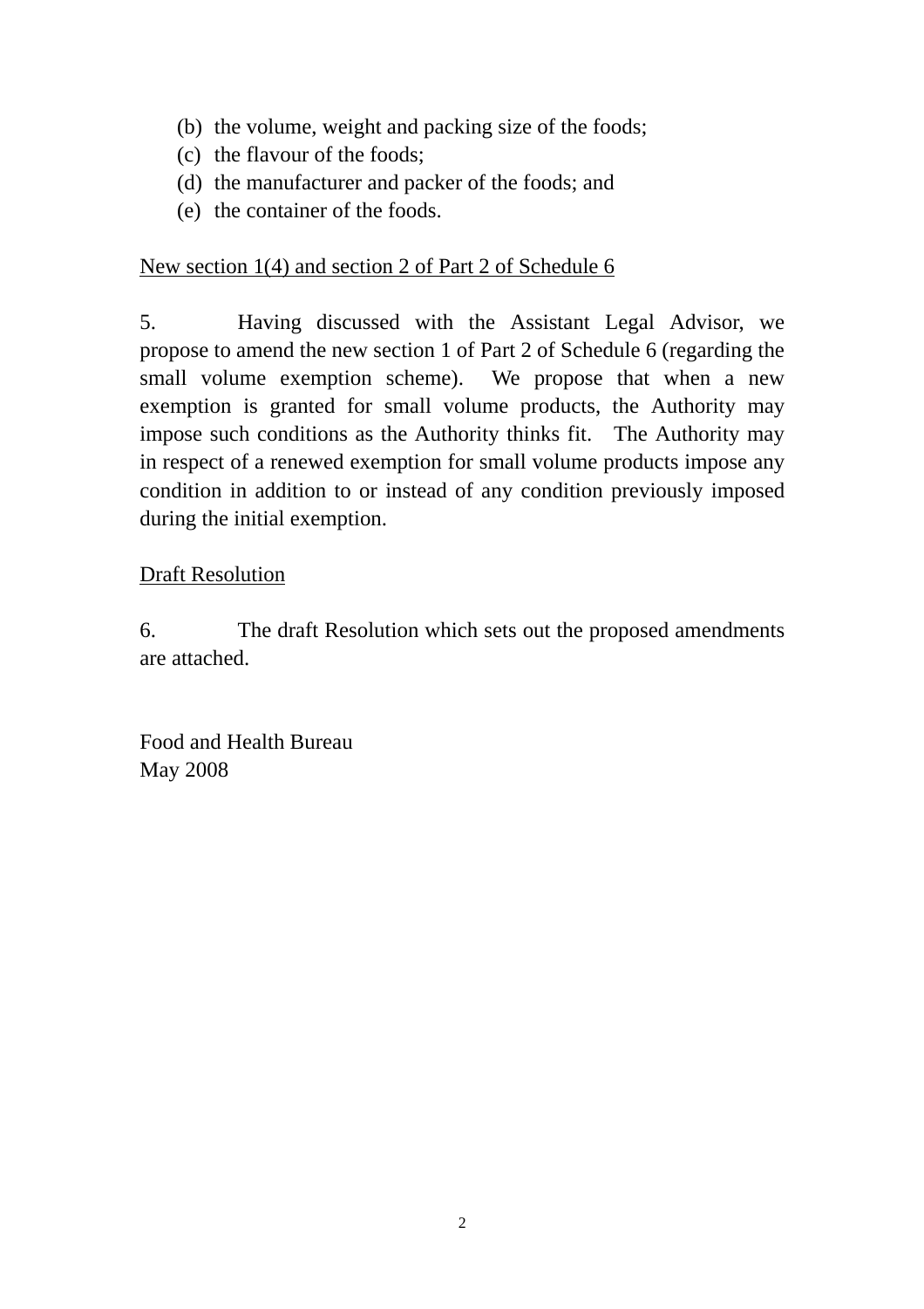(b) the volume, weight and packing size of the foods;
(c) the flavour of the foods;
(d) the manufacturer and packer of the foods; and
(e) the container of the foods.

<u>New section 1(4) and section 2 of Part 2 of Schedule 6</u>

5. Having discussed with the Assistant Legal Advisor, we propose to amend the new section 1 of Part 2 of Schedule 6 (regarding the small volume exemption scheme). We propose that when a new exemption is granted for small volume products, the Authority may impose such conditions as the Authority thinks fit. The Authority may in respect of a renewed exemption for small volume products impose any condition in addition to or instead of any condition previously imposed during the initial exemption.

<u>Draft Resolution</u>

6. The draft Resolution which sets out the proposed amendments are attached.

Food and Health Bureau
May 2008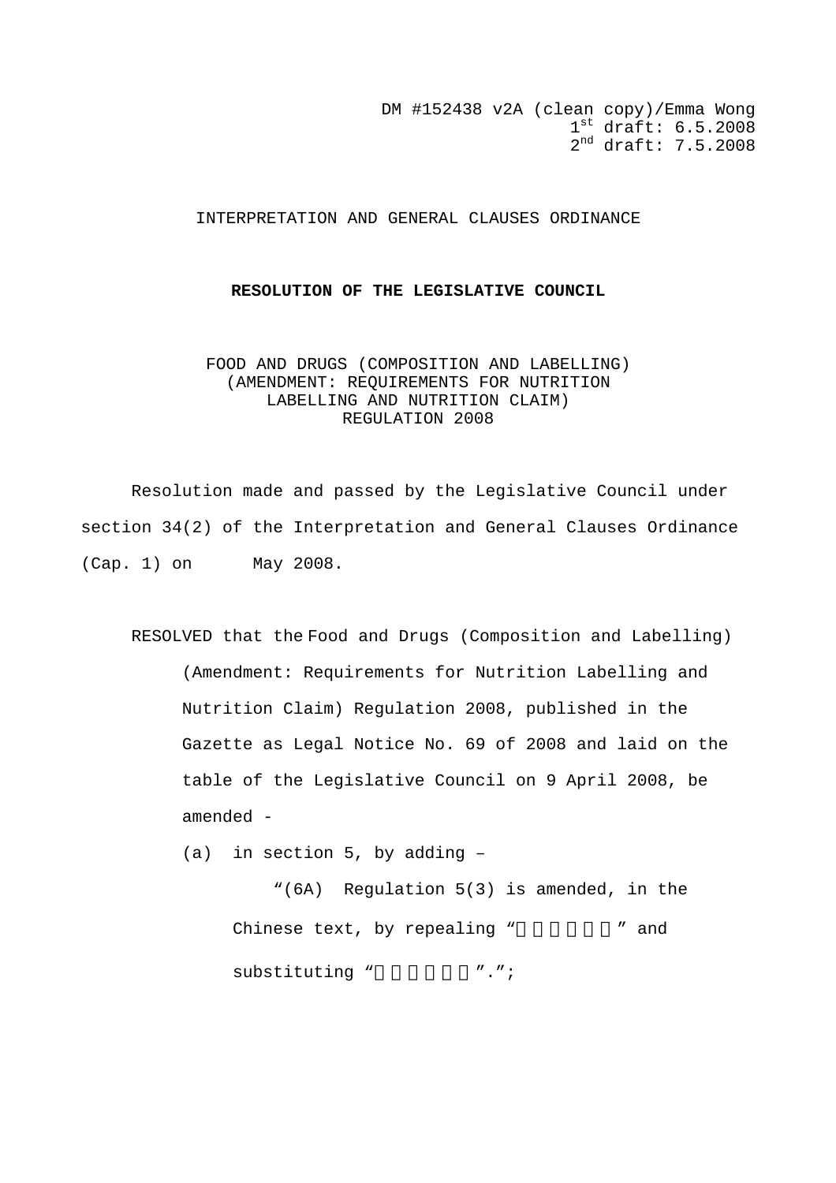DM #152438 v2A (clean copy)/Emma Wong
1st draft: 6.5.2008
2nd draft: 7.5.2008

INTERPRETATION AND GENERAL CLAUSES ORDINANCE

**RESOLUTION OF THE LEGISLATIVE COUNCIL**

FOOD AND DRUGS (COMPOSITION AND LABELLING)
(AMENDMENT: REQUIREMENTS FOR NUTRITION
LABELLING AND NUTRITION CLAIM)
REGULATION 2008

Resolution made and passed by the Legislative Council under section 34(2) of the Interpretation and General Clauses Ordinance (Cap. 1) on      May 2008.

RESOLVED that the Food and Drugs (Composition and Labelling) (Amendment: Requirements for Nutrition Labelling and Nutrition Claim) Regulation 2008, published in the Gazette as Legal Notice No. 69 of 2008 and laid on the table of the Legislative Council on 9 April 2008, be amended -

(a) in section 5, by adding –

“(6A) Regulation 5(3) is amended, in the Chinese text, by repealing “          ” and substituting “          ”.”;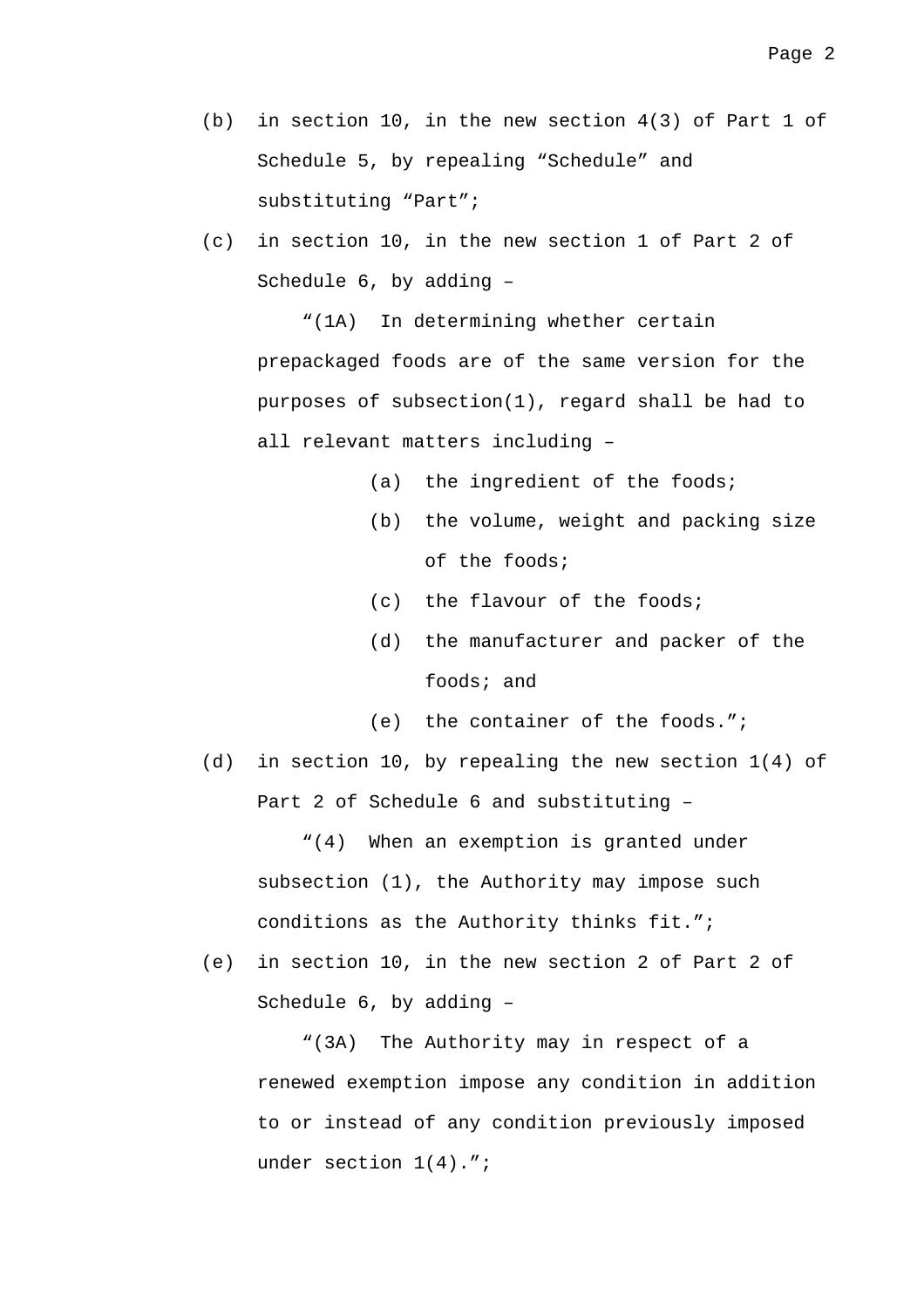(b) in section 10, in the new section 4(3) of Part 1 of Schedule 5, by repealing “Schedule” and substituting “Part”;

(c) in section 10, in the new section 1 of Part 2 of Schedule 6, by adding –

“(1A) In determining whether certain prepackaged foods are of the same version for the purposes of subsection(1), regard shall be had to all relevant matters including –

(a) the ingredient of the foods;

(b) the volume, weight and packing size of the foods;

(c) the flavour of the foods;

(d) the manufacturer and packer of the foods; and

(e) the container of the foods.”;

(d) in section 10, by repealing the new section 1(4) of Part 2 of Schedule 6 and substituting –

“(4) When an exemption is granted under subsection (1), the Authority may impose such conditions as the Authority thinks fit.”;

(e) in section 10, in the new section 2 of Part 2 of Schedule 6, by adding –

“(3A) The Authority may in respect of a renewed exemption impose any condition in addition to or instead of any condition previously imposed under section 1(4).”;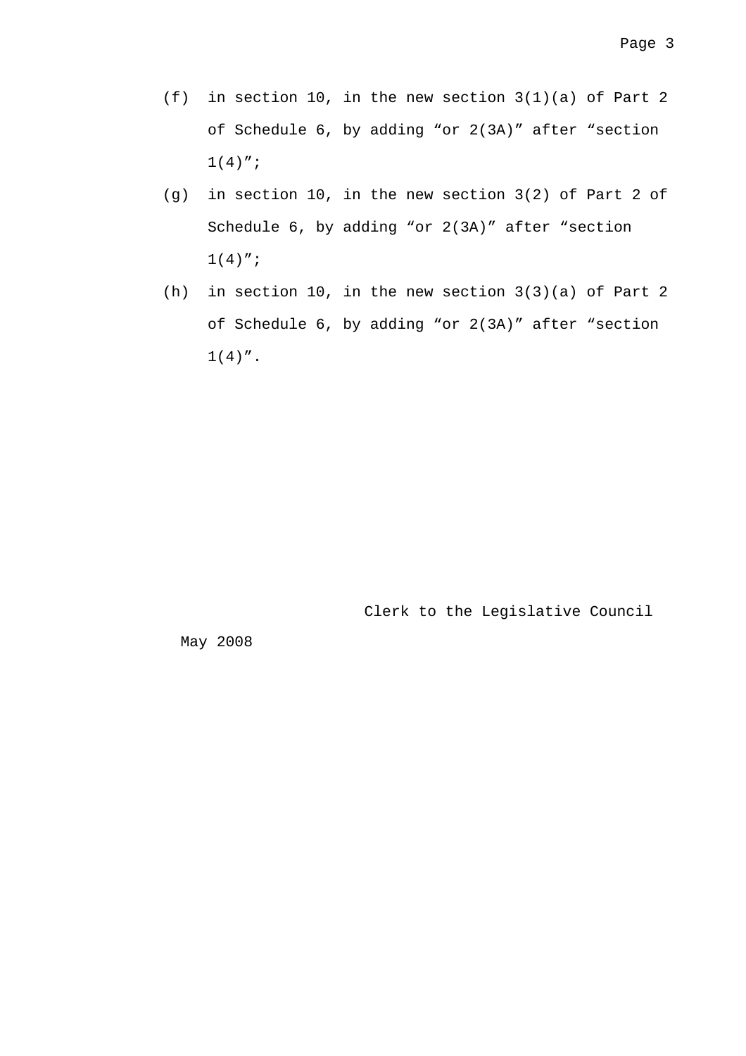(f) in section 10, in the new section 3(1)(a) of Part 2 of Schedule 6, by adding “or 2(3A)” after “section 1(4)”;

(g) in section 10, in the new section 3(2) of Part 2 of Schedule 6, by adding “or 2(3A)” after “section 1(4)”;

(h) in section 10, in the new section 3(3)(a) of Part 2 of Schedule 6, by adding “or 2(3A)” after “section 1(4)”.

Clerk to the Legislative Council

May 2008